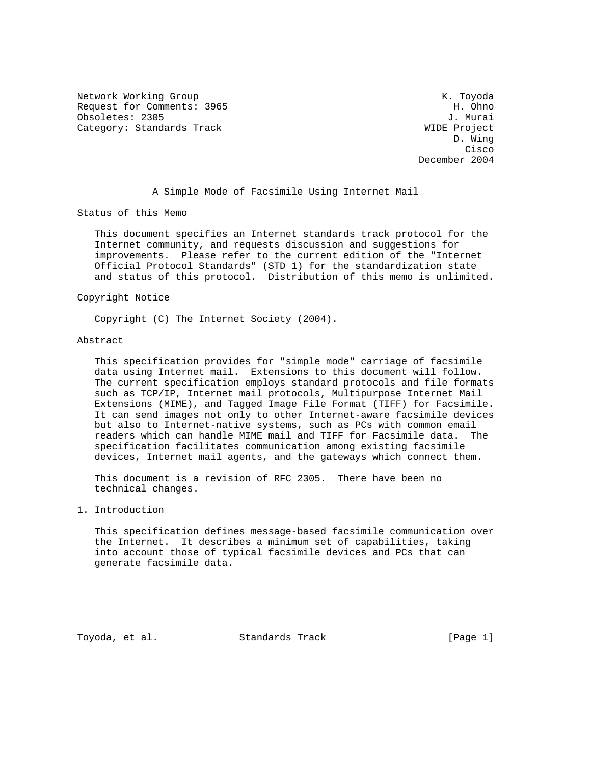Network Working Group K. Toyoda
Request for Comments: 3965 H. Ohno
Obsoletes: 2305 J. Murai
Category: Standards Track WIDE Project
D. Wing
Cisco
December 2004

# A Simple Mode of Facsimile Using Internet Mail

## Status of this Memo

This document specifies an Internet standards track protocol for the Internet community, and requests discussion and suggestions for improvements. Please refer to the current edition of the "Internet Official Protocol Standards" (STD 1) for the standardization state and status of this protocol. Distribution of this memo is unlimited.

## Copyright Notice

Copyright (C) The Internet Society (2004).

## Abstract

This specification provides for "simple mode" carriage of facsimile data using Internet mail. Extensions to this document will follow. The current specification employs standard protocols and file formats such as TCP/IP, Internet mail protocols, Multipurpose Internet Mail Extensions (MIME), and Tagged Image File Format (TIFF) for Facsimile. It can send images not only to other Internet-aware facsimile devices but also to Internet-native systems, such as PCs with common email readers which can handle MIME mail and TIFF for Facsimile data. The specification facilitates communication among existing facsimile devices, Internet mail agents, and the gateways which connect them.

This document is a revision of RFC 2305. There have been no technical changes.

## 1. Introduction

This specification defines message-based facsimile communication over the Internet. It describes a minimum set of capabilities, taking into account those of typical facsimile devices and PCs that can generate facsimile data.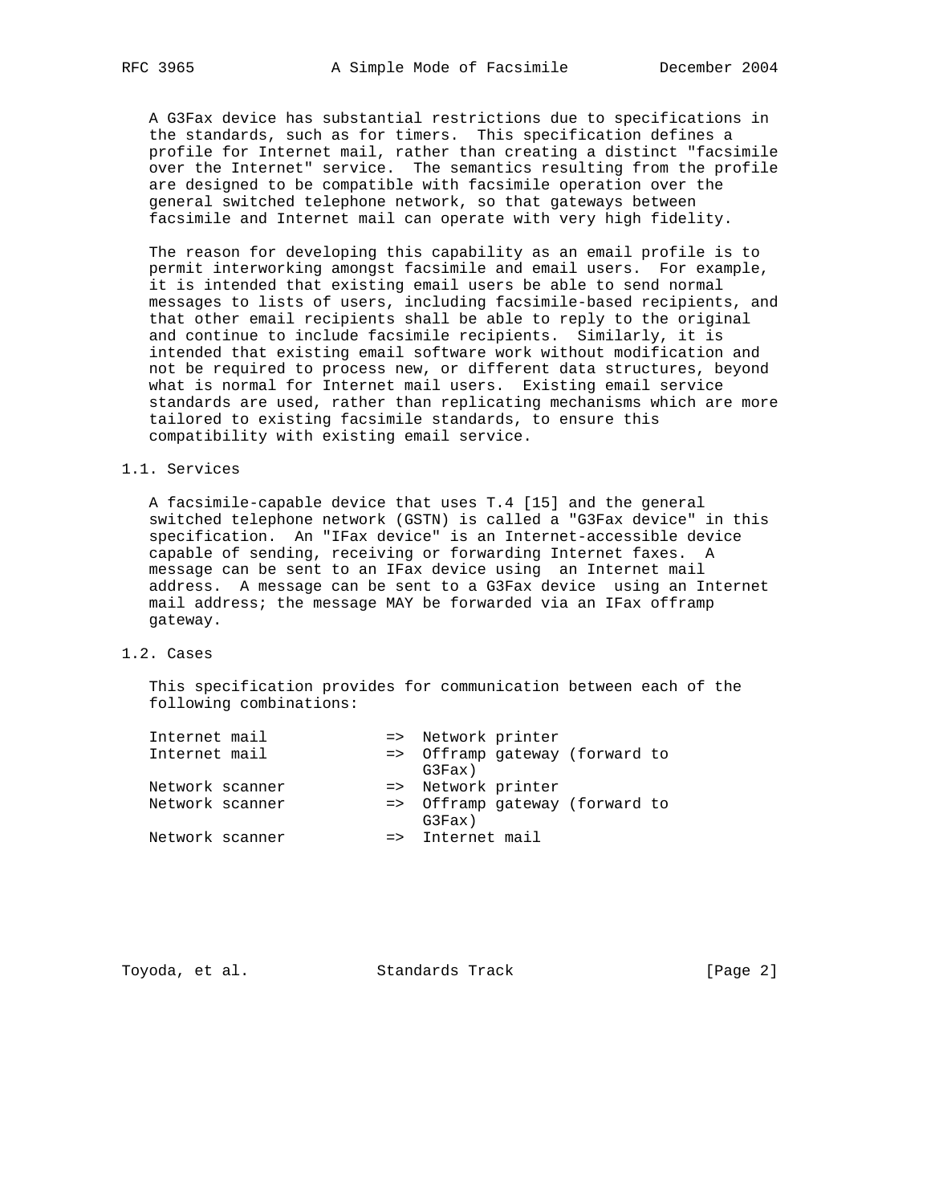A G3Fax device has substantial restrictions due to specifications in the standards, such as for timers. This specification defines a profile for Internet mail, rather than creating a distinct "facsimile over the Internet" service. The semantics resulting from the profile are designed to be compatible with facsimile operation over the general switched telephone network, so that gateways between facsimile and Internet mail can operate with very high fidelity.

The reason for developing this capability as an email profile is to permit interworking amongst facsimile and email users. For example, it is intended that existing email users be able to send normal messages to lists of users, including facsimile-based recipients, and that other email recipients shall be able to reply to the original and continue to include facsimile recipients. Similarly, it is intended that existing email software work without modification and not be required to process new, or different data structures, beyond what is normal for Internet mail users. Existing email service standards are used, rather than replicating mechanisms which are more tailored to existing facsimile standards, to ensure this compatibility with existing email service.

## 1.1. Services

A facsimile-capable device that uses T.4 [15] and the general switched telephone network (GSTN) is called a "G3Fax device" in this specification. An "IFax device" is an Internet-accessible device capable of sending, receiving or forwarding Internet faxes. A message can be sent to an IFax device using an Internet mail address. A message can be sent to a G3Fax device using an Internet mail address; the message MAY be forwarded via an IFax offramp gateway.

## 1.2. Cases

This specification provides for communication between each of the following combinations:

```
Internet mail            =>  Network printer
Internet mail            =>  Offramp gateway (forward to
                             G3Fax)
Network scanner          =>  Network printer
Network scanner          =>  Offramp gateway (forward to
                             G3Fax)
Network scanner          =>  Internet mail
```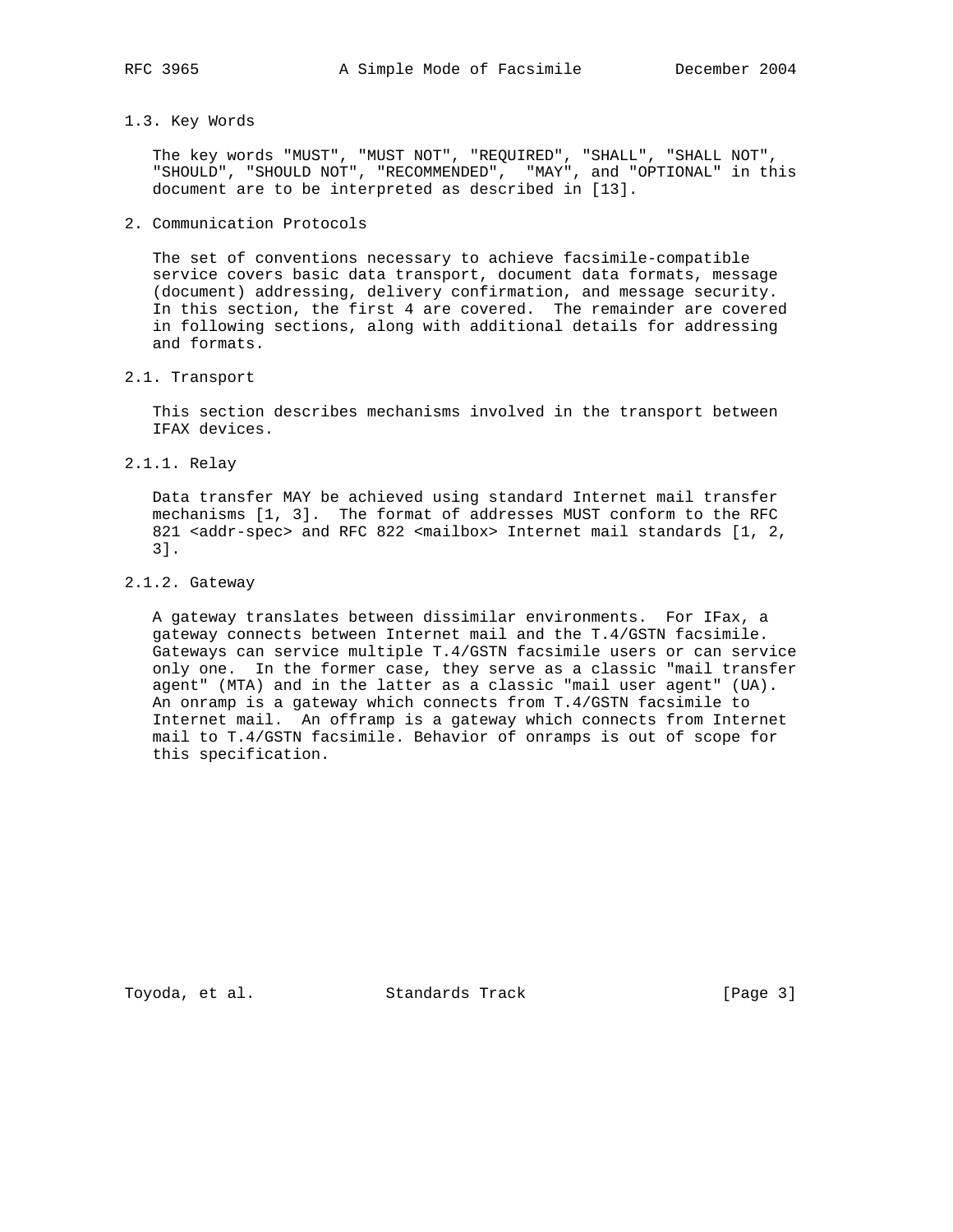### 1.3. Key Words

The key words "MUST", "MUST NOT", "REQUIRED", "SHALL", "SHALL NOT", "SHOULD", "SHOULD NOT", "RECOMMENDED", "MAY", and "OPTIONAL" in this document are to be interpreted as described in [13].

## 2. Communication Protocols

The set of conventions necessary to achieve facsimile-compatible service covers basic data transport, document data formats, message (document) addressing, delivery confirmation, and message security. In this section, the first 4 are covered. The remainder are covered in following sections, along with additional details for addressing and formats.

### 2.1. Transport

This section describes mechanisms involved in the transport between IFAX devices.

#### 2.1.1. Relay

Data transfer MAY be achieved using standard Internet mail transfer mechanisms [1, 3]. The format of addresses MUST conform to the RFC 821 <addr-spec> and RFC 822 <mailbox> Internet mail standards [1, 2, 3].

#### 2.1.2. Gateway

A gateway translates between dissimilar environments. For IFax, a gateway connects between Internet mail and the T.4/GSTN facsimile. Gateways can service multiple T.4/GSTN facsimile users or can service only one. In the former case, they serve as a classic "mail transfer agent" (MTA) and in the latter as a classic "mail user agent" (UA). An onramp is a gateway which connects from T.4/GSTN facsimile to Internet mail. An offramp is a gateway which connects from Internet mail to T.4/GSTN facsimile. Behavior of onramps is out of scope for this specification.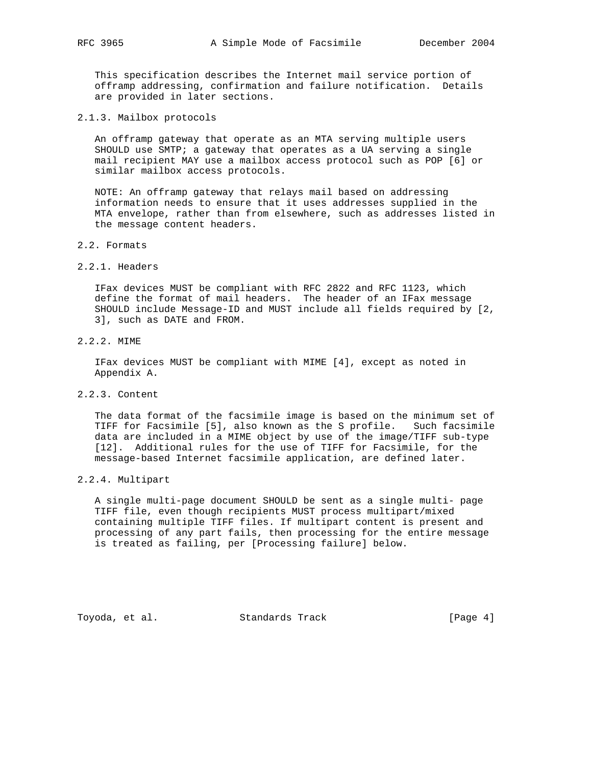This specification describes the Internet mail service portion of offramp addressing, confirmation and failure notification. Details are provided in later sections.

### 2.1.3. Mailbox protocols

An offramp gateway that operate as an MTA serving multiple users SHOULD use SMTP; a gateway that operates as a UA serving a single mail recipient MAY use a mailbox access protocol such as POP [6] or similar mailbox access protocols.

NOTE: An offramp gateway that relays mail based on addressing information needs to ensure that it uses addresses supplied in the MTA envelope, rather than from elsewhere, such as addresses listed in the message content headers.

## 2.2. Formats

### 2.2.1. Headers

IFax devices MUST be compliant with RFC 2822 and RFC 1123, which define the format of mail headers. The header of an IFax message SHOULD include Message-ID and MUST include all fields required by [2, 3], such as DATE and FROM.

### 2.2.2. MIME

IFax devices MUST be compliant with MIME [4], except as noted in Appendix A.

### 2.2.3. Content

The data format of the facsimile image is based on the minimum set of TIFF for Facsimile [5], also known as the S profile. Such facsimile data are included in a MIME object by use of the image/TIFF sub-type [12]. Additional rules for the use of TIFF for Facsimile, for the message-based Internet facsimile application, are defined later.

### 2.2.4. Multipart

A single multi-page document SHOULD be sent as a single multi- page TIFF file, even though recipients MUST process multipart/mixed containing multiple TIFF files. If multipart content is present and processing of any part fails, then processing for the entire message is treated as failing, per [Processing failure] below.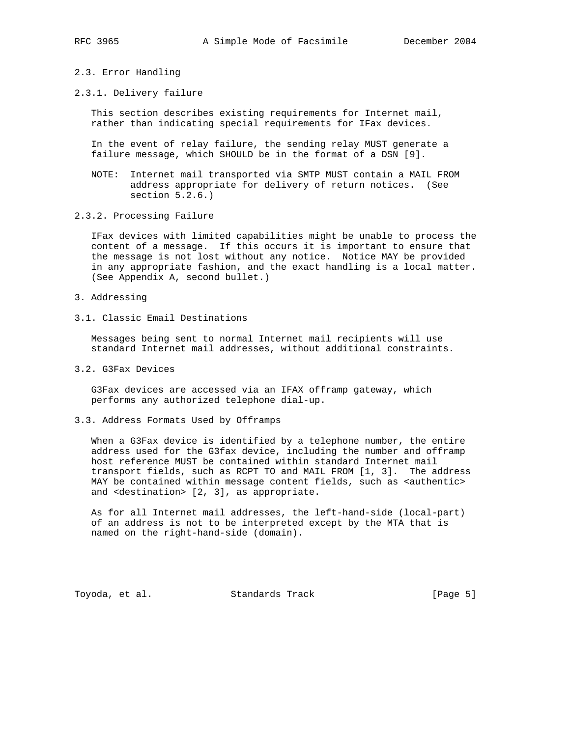### 2.3. Error Handling

#### 2.3.1. Delivery failure

This section describes existing requirements for Internet mail, rather than indicating special requirements for IFax devices.

In the event of relay failure, the sending relay MUST generate a failure message, which SHOULD be in the format of a DSN [9].

NOTE: Internet mail transported via SMTP MUST contain a MAIL FROM address appropriate for delivery of return notices. (See section 5.2.6.)

#### 2.3.2. Processing Failure

IFax devices with limited capabilities might be unable to process the content of a message. If this occurs it is important to ensure that the message is not lost without any notice. Notice MAY be provided in any appropriate fashion, and the exact handling is a local matter. (See Appendix A, second bullet.)

## 3. Addressing

### 3.1. Classic Email Destinations

Messages being sent to normal Internet mail recipients will use standard Internet mail addresses, without additional constraints.

### 3.2. G3Fax Devices

G3Fax devices are accessed via an IFAX offramp gateway, which performs any authorized telephone dial-up.

### 3.3. Address Formats Used by Offramps

When a G3Fax device is identified by a telephone number, the entire address used for the G3fax device, including the number and offramp host reference MUST be contained within standard Internet mail transport fields, such as RCPT TO and MAIL FROM [1, 3]. The address MAY be contained within message content fields, such as <authentic> and <destination> [2, 3], as appropriate.

As for all Internet mail addresses, the left-hand-side (local-part) of an address is not to be interpreted except by the MTA that is named on the right-hand-side (domain).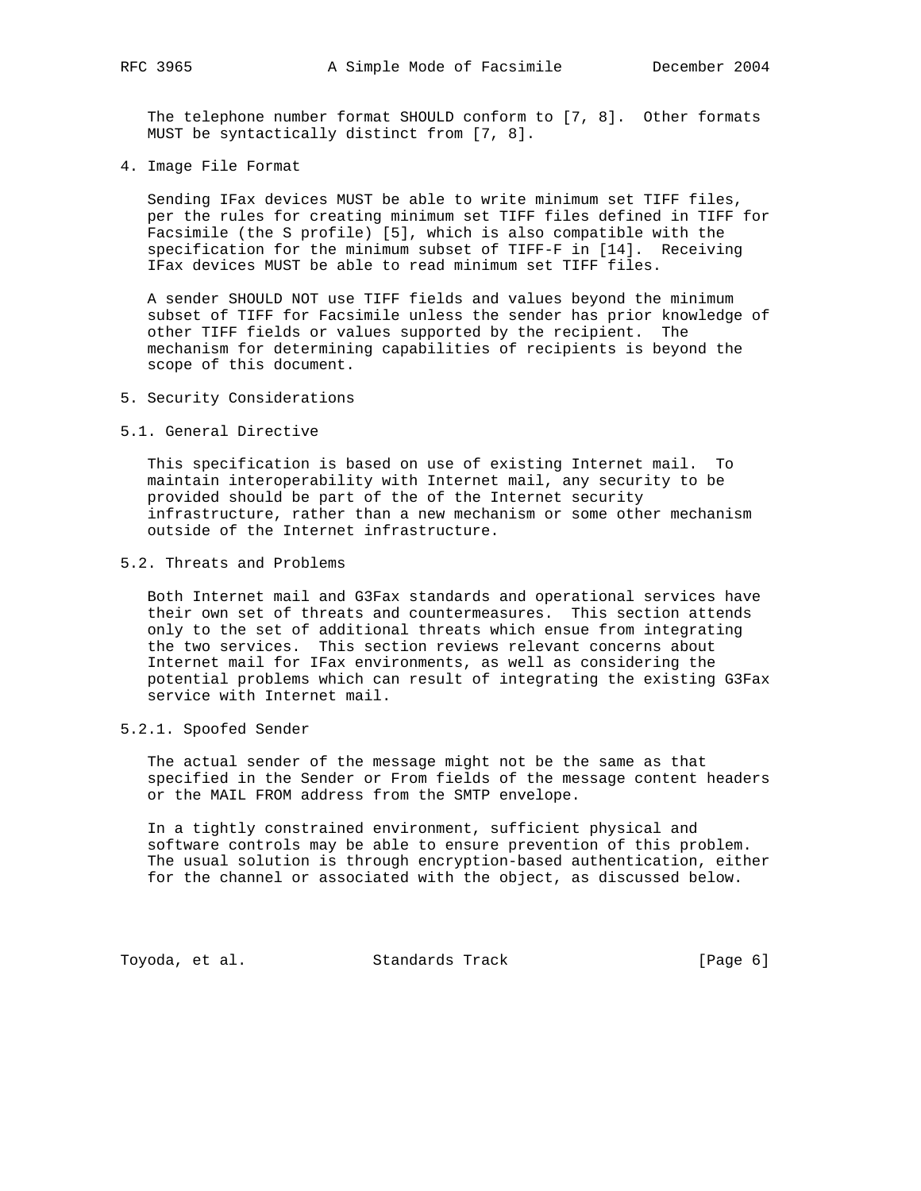The telephone number format SHOULD conform to [7, 8]. Other formats MUST be syntactically distinct from [7, 8].

## 4. Image File Format

Sending IFax devices MUST be able to write minimum set TIFF files, per the rules for creating minimum set TIFF files defined in TIFF for Facsimile (the S profile) [5], which is also compatible with the specification for the minimum subset of TIFF-F in [14]. Receiving IFax devices MUST be able to read minimum set TIFF files.

A sender SHOULD NOT use TIFF fields and values beyond the minimum subset of TIFF for Facsimile unless the sender has prior knowledge of other TIFF fields or values supported by the recipient. The mechanism for determining capabilities of recipients is beyond the scope of this document.

## 5. Security Considerations

### 5.1. General Directive

This specification is based on use of existing Internet mail. To maintain interoperability with Internet mail, any security to be provided should be part of the of the Internet security infrastructure, rather than a new mechanism or some other mechanism outside of the Internet infrastructure.

### 5.2. Threats and Problems

Both Internet mail and G3Fax standards and operational services have their own set of threats and countermeasures. This section attends only to the set of additional threats which ensue from integrating the two services. This section reviews relevant concerns about Internet mail for IFax environments, as well as considering the potential problems which can result of integrating the existing G3Fax service with Internet mail.

#### 5.2.1. Spoofed Sender

The actual sender of the message might not be the same as that specified in the Sender or From fields of the message content headers or the MAIL FROM address from the SMTP envelope.

In a tightly constrained environment, sufficient physical and software controls may be able to ensure prevention of this problem. The usual solution is through encryption-based authentication, either for the channel or associated with the object, as discussed below.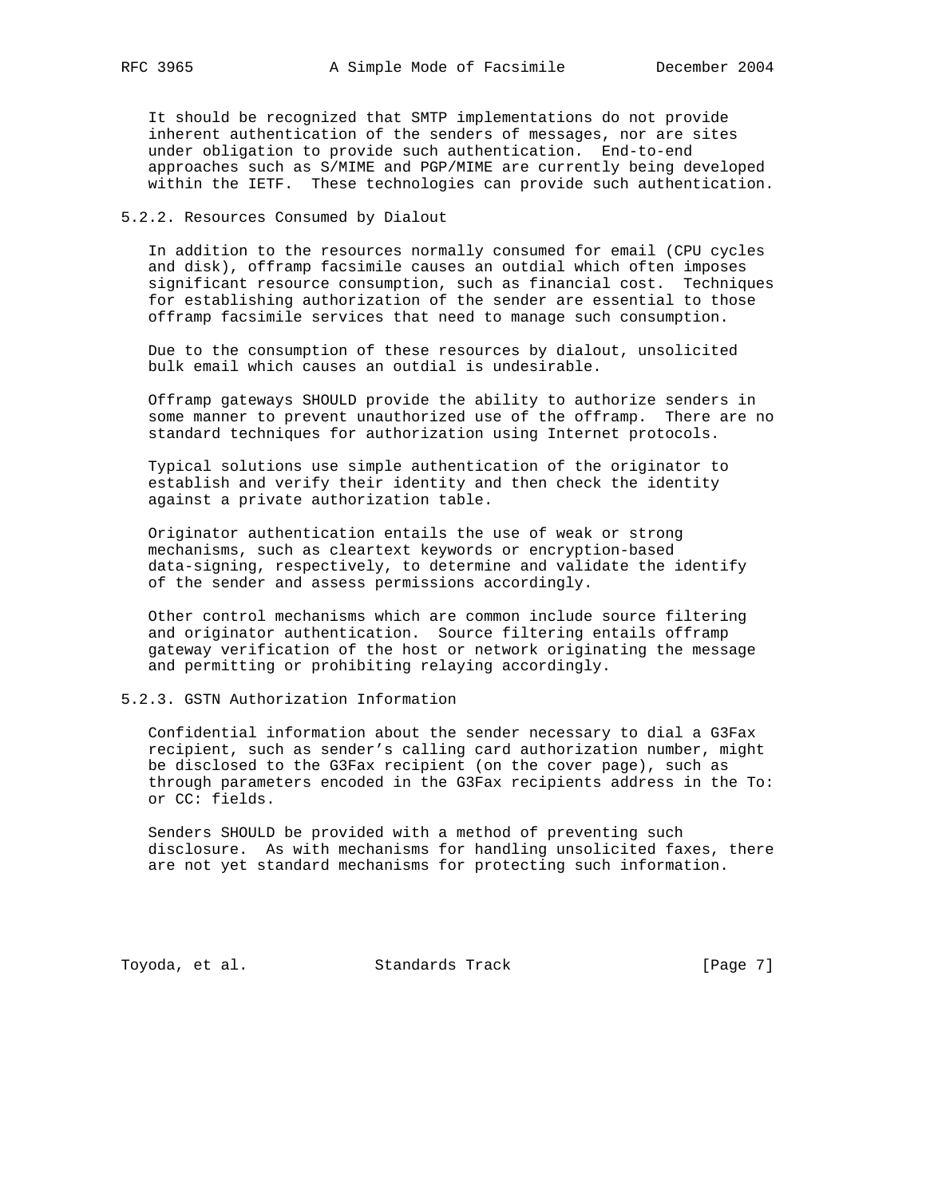It should be recognized that SMTP implementations do not provide inherent authentication of the senders of messages, nor are sites under obligation to provide such authentication. End-to-end approaches such as S/MIME and PGP/MIME are currently being developed within the IETF. These technologies can provide such authentication.

### 5.2.2. Resources Consumed by Dialout

In addition to the resources normally consumed for email (CPU cycles and disk), offramp facsimile causes an outdial which often imposes significant resource consumption, such as financial cost. Techniques for establishing authorization of the sender are essential to those offramp facsimile services that need to manage such consumption.

Due to the consumption of these resources by dialout, unsolicited bulk email which causes an outdial is undesirable.

Offramp gateways SHOULD provide the ability to authorize senders in some manner to prevent unauthorized use of the offramp. There are no standard techniques for authorization using Internet protocols.

Typical solutions use simple authentication of the originator to establish and verify their identity and then check the identity against a private authorization table.

Originator authentication entails the use of weak or strong mechanisms, such as cleartext keywords or encryption-based data-signing, respectively, to determine and validate the identify of the sender and assess permissions accordingly.

Other control mechanisms which are common include source filtering and originator authentication. Source filtering entails offramp gateway verification of the host or network originating the message and permitting or prohibiting relaying accordingly.

### 5.2.3. GSTN Authorization Information

Confidential information about the sender necessary to dial a G3Fax recipient, such as sender's calling card authorization number, might be disclosed to the G3Fax recipient (on the cover page), such as through parameters encoded in the G3Fax recipients address in the To: or CC: fields.

Senders SHOULD be provided with a method of preventing such disclosure. As with mechanisms for handling unsolicited faxes, there are not yet standard mechanisms for protecting such information.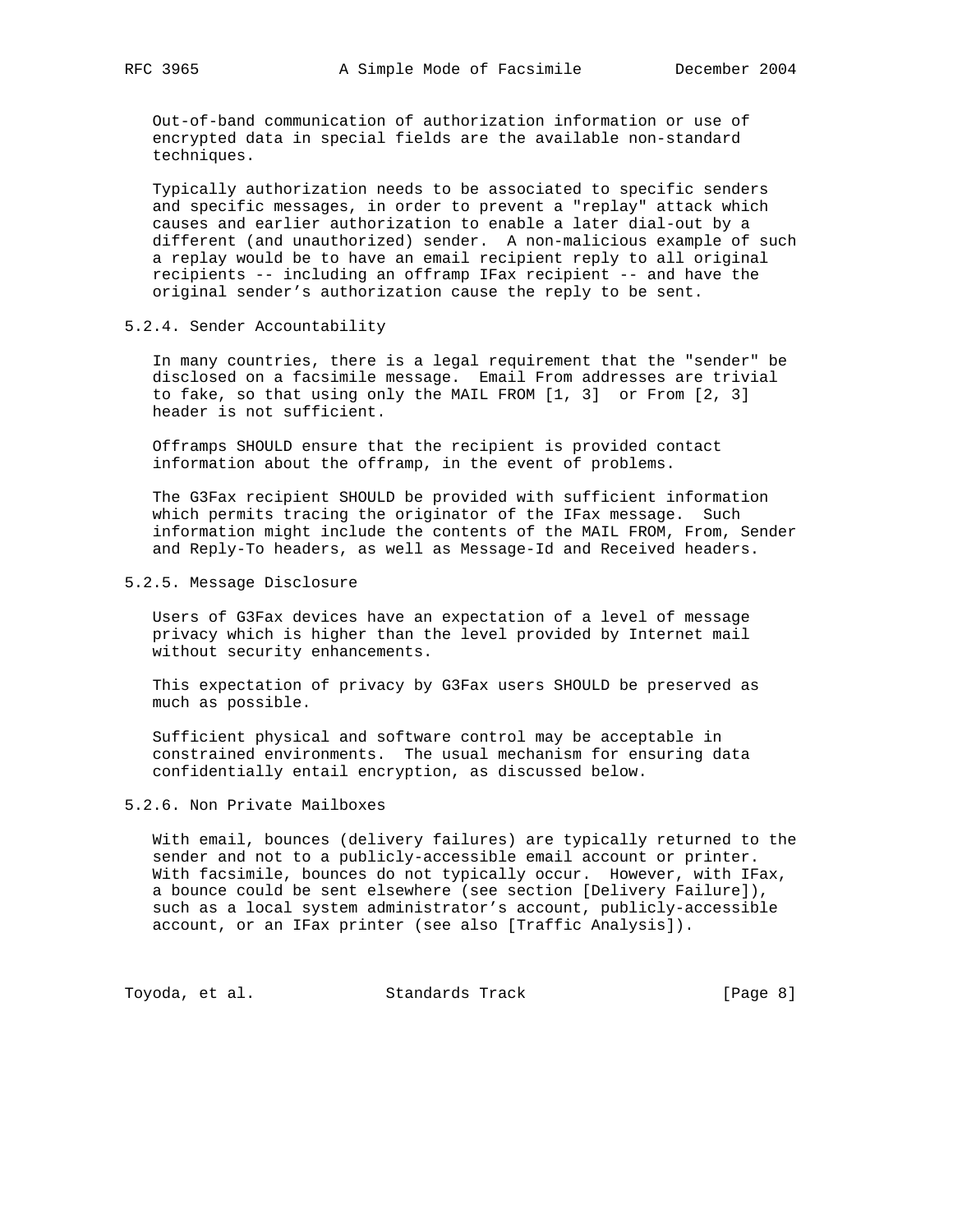Out-of-band communication of authorization information or use of encrypted data in special fields are the available non-standard techniques.

Typically authorization needs to be associated to specific senders and specific messages, in order to prevent a "replay" attack which causes and earlier authorization to enable a later dial-out by a different (and unauthorized) sender. A non-malicious example of such a replay would be to have an email recipient reply to all original recipients -- including an offramp IFax recipient -- and have the original sender's authorization cause the reply to be sent.

#### 5.2.4. Sender Accountability

In many countries, there is a legal requirement that the "sender" be disclosed on a facsimile message. Email From addresses are trivial to fake, so that using only the MAIL FROM [1, 3] or From [2, 3] header is not sufficient.

Offramps SHOULD ensure that the recipient is provided contact information about the offramp, in the event of problems.

The G3Fax recipient SHOULD be provided with sufficient information which permits tracing the originator of the IFax message. Such information might include the contents of the MAIL FROM, From, Sender and Reply-To headers, as well as Message-Id and Received headers.

#### 5.2.5. Message Disclosure

Users of G3Fax devices have an expectation of a level of message privacy which is higher than the level provided by Internet mail without security enhancements.

This expectation of privacy by G3Fax users SHOULD be preserved as much as possible.

Sufficient physical and software control may be acceptable in constrained environments. The usual mechanism for ensuring data confidentially entail encryption, as discussed below.

#### 5.2.6. Non Private Mailboxes

With email, bounces (delivery failures) are typically returned to the sender and not to a publicly-accessible email account or printer. With facsimile, bounces do not typically occur. However, with IFax, a bounce could be sent elsewhere (see section [Delivery Failure]), such as a local system administrator's account, publicly-accessible account, or an IFax printer (see also [Traffic Analysis]).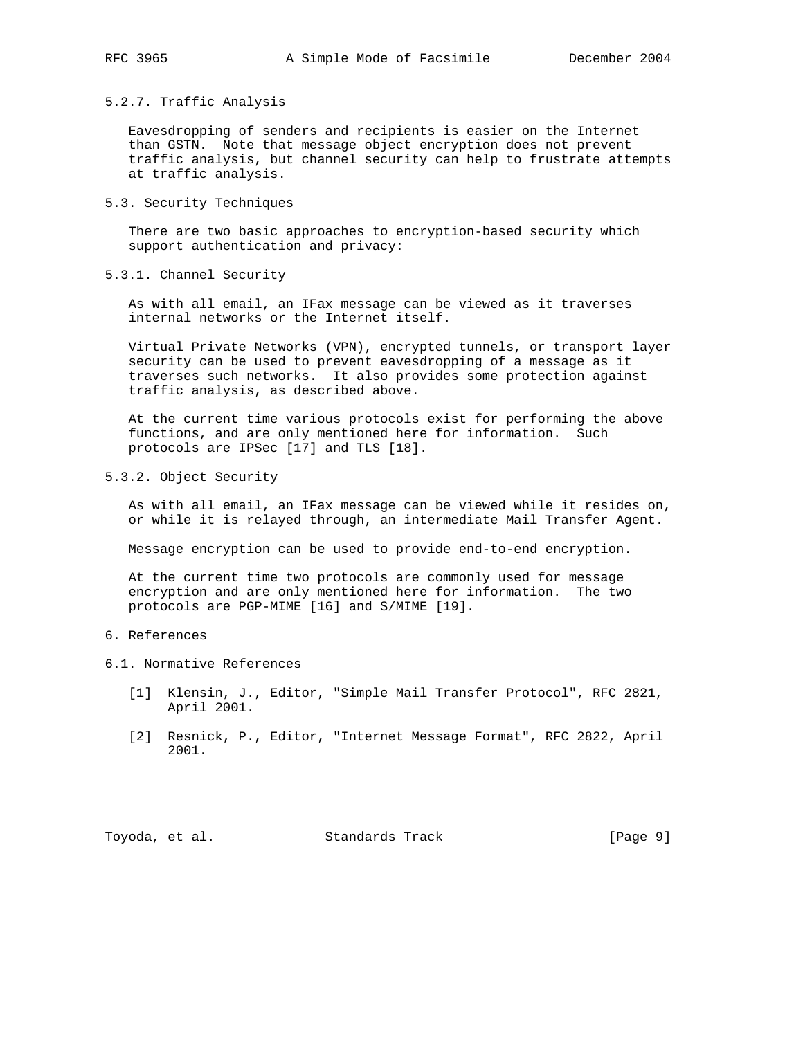#### 5.2.7. Traffic Analysis

Eavesdropping of senders and recipients is easier on the Internet than GSTN. Note that message object encryption does not prevent traffic analysis, but channel security can help to frustrate attempts at traffic analysis.

### 5.3. Security Techniques

There are two basic approaches to encryption-based security which support authentication and privacy:

#### 5.3.1. Channel Security

As with all email, an IFax message can be viewed as it traverses internal networks or the Internet itself.

Virtual Private Networks (VPN), encrypted tunnels, or transport layer security can be used to prevent eavesdropping of a message as it traverses such networks. It also provides some protection against traffic analysis, as described above.

At the current time various protocols exist for performing the above functions, and are only mentioned here for information. Such protocols are IPSec [17] and TLS [18].

#### 5.3.2. Object Security

As with all email, an IFax message can be viewed while it resides on, or while it is relayed through, an intermediate Mail Transfer Agent.

Message encryption can be used to provide end-to-end encryption.

At the current time two protocols are commonly used for message encryption and are only mentioned here for information. The two protocols are PGP-MIME [16] and S/MIME [19].

## 6. References

### 6.1. Normative References

[1] Klensin, J., Editor, "Simple Mail Transfer Protocol", RFC 2821, April 2001.

[2] Resnick, P., Editor, "Internet Message Format", RFC 2822, April 2001.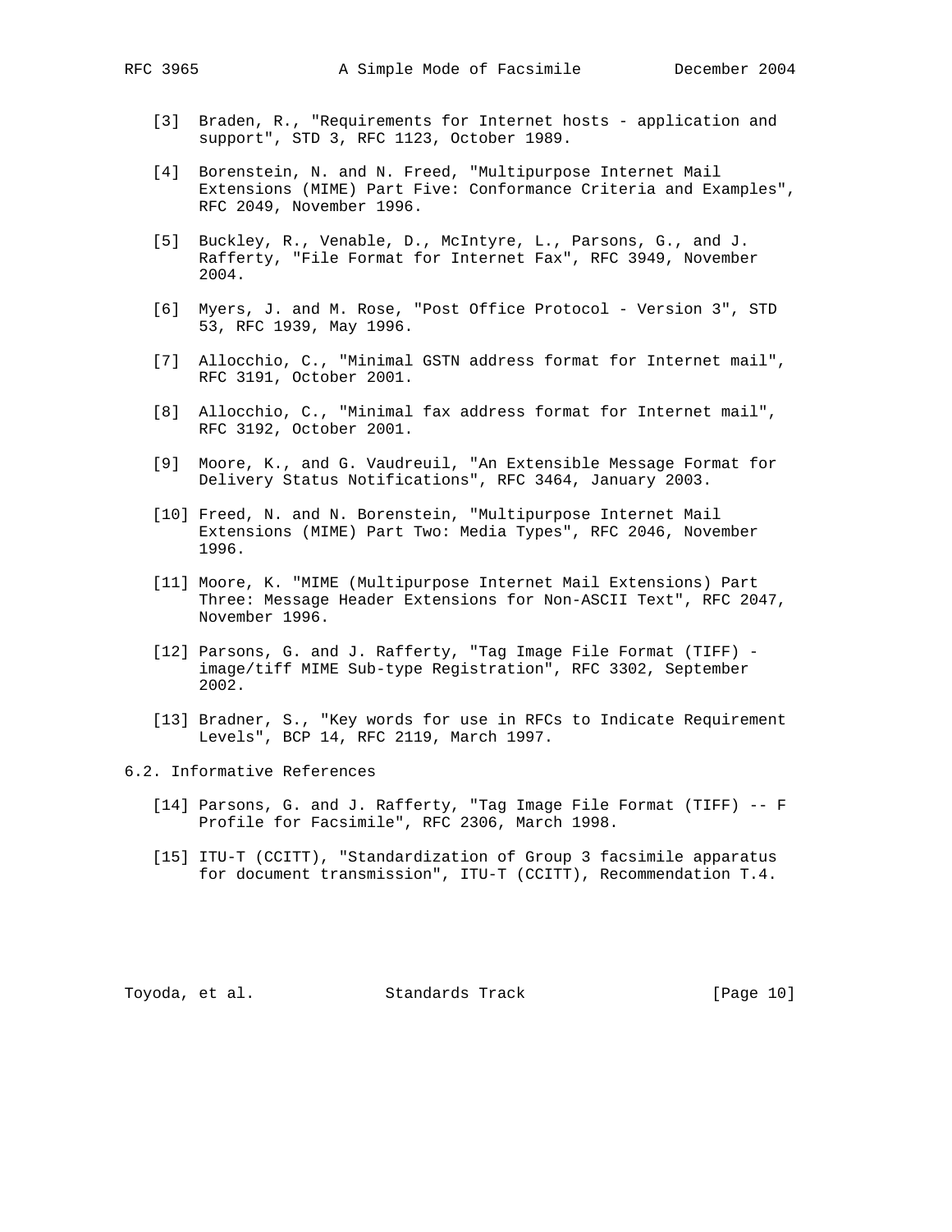[3] Braden, R., "Requirements for Internet hosts - application and support", STD 3, RFC 1123, October 1989.

[4] Borenstein, N. and N. Freed, "Multipurpose Internet Mail Extensions (MIME) Part Five: Conformance Criteria and Examples", RFC 2049, November 1996.

[5] Buckley, R., Venable, D., McIntyre, L., Parsons, G., and J. Rafferty, "File Format for Internet Fax", RFC 3949, November 2004.

[6] Myers, J. and M. Rose, "Post Office Protocol - Version 3", STD 53, RFC 1939, May 1996.

[7] Allocchio, C., "Minimal GSTN address format for Internet mail", RFC 3191, October 2001.

[8] Allocchio, C., "Minimal fax address format for Internet mail", RFC 3192, October 2001.

[9] Moore, K., and G. Vaudreuil, "An Extensible Message Format for Delivery Status Notifications", RFC 3464, January 2003.

[10] Freed, N. and N. Borenstein, "Multipurpose Internet Mail Extensions (MIME) Part Two: Media Types", RFC 2046, November 1996.

[11] Moore, K. "MIME (Multipurpose Internet Mail Extensions) Part Three: Message Header Extensions for Non-ASCII Text", RFC 2047, November 1996.

[12] Parsons, G. and J. Rafferty, "Tag Image File Format (TIFF) - image/tiff MIME Sub-type Registration", RFC 3302, September 2002.

[13] Bradner, S., "Key words for use in RFCs to Indicate Requirement Levels", BCP 14, RFC 2119, March 1997.

## 6.2. Informative References

[14] Parsons, G. and J. Rafferty, "Tag Image File Format (TIFF) -- F Profile for Facsimile", RFC 2306, March 1998.

[15] ITU-T (CCITT), "Standardization of Group 3 facsimile apparatus for document transmission", ITU-T (CCITT), Recommendation T.4.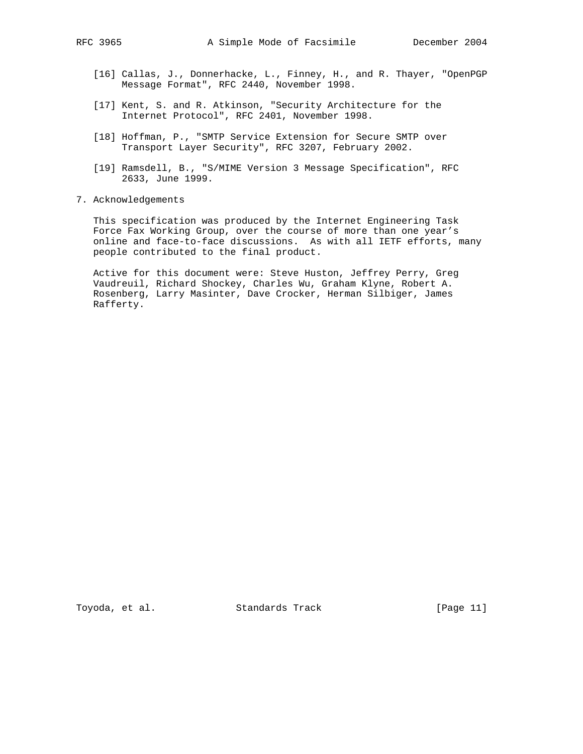[16] Callas, J., Donnerhacke, L., Finney, H., and R. Thayer, "OpenPGP Message Format", RFC 2440, November 1998.

[17] Kent, S. and R. Atkinson, "Security Architecture for the Internet Protocol", RFC 2401, November 1998.

[18] Hoffman, P., "SMTP Service Extension for Secure SMTP over Transport Layer Security", RFC 3207, February 2002.

[19] Ramsdell, B., "S/MIME Version 3 Message Specification", RFC 2633, June 1999.

## 7. Acknowledgements

This specification was produced by the Internet Engineering Task Force Fax Working Group, over the course of more than one year's online and face-to-face discussions. As with all IETF efforts, many people contributed to the final product.

Active for this document were: Steve Huston, Jeffrey Perry, Greg Vaudreuil, Richard Shockey, Charles Wu, Graham Klyne, Robert A. Rosenberg, Larry Masinter, Dave Crocker, Herman Silbiger, James Rafferty.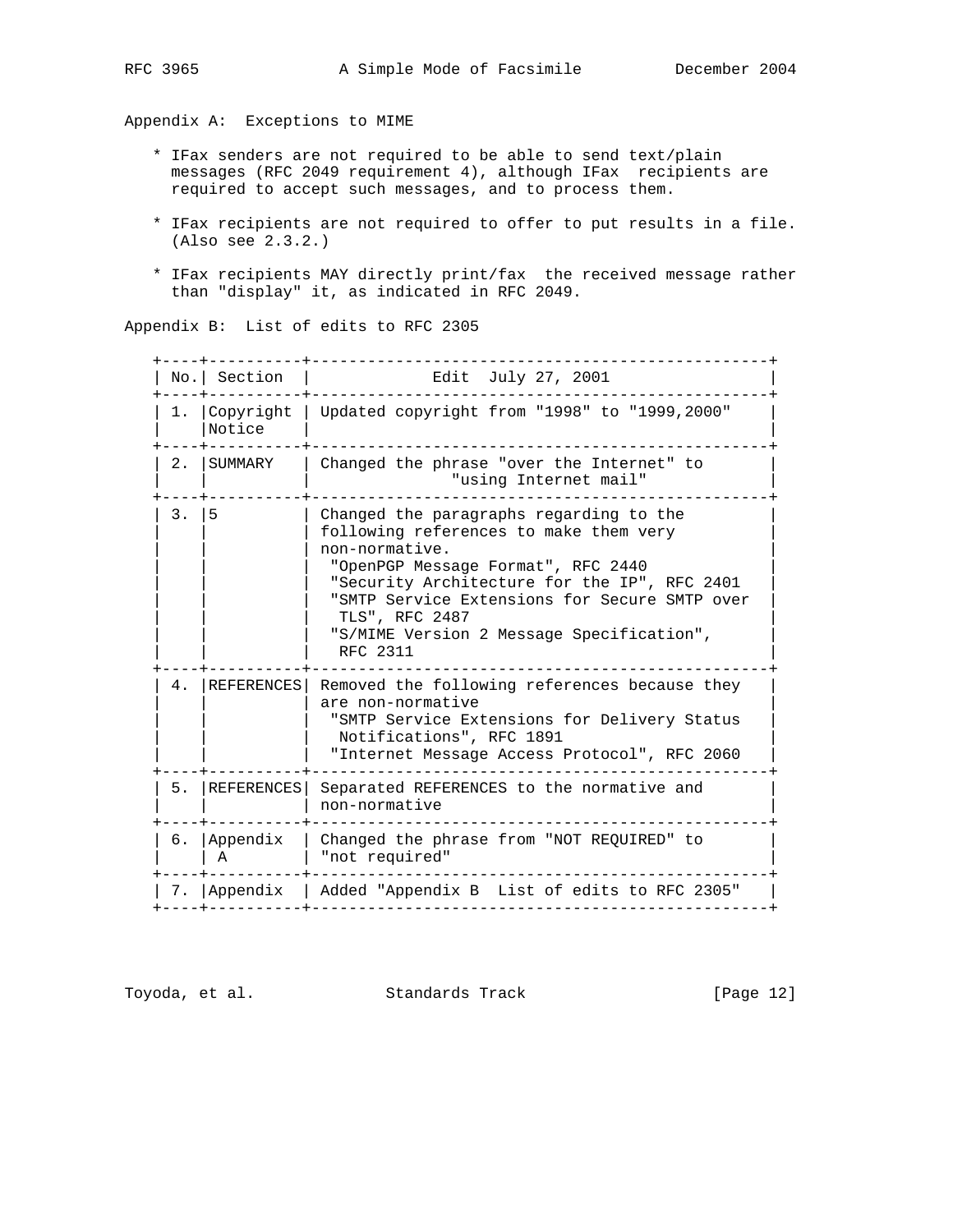## Appendix A: Exceptions to MIME

* IFax senders are not required to be able to send text/plain messages (RFC 2049 requirement 4), although IFax recipients are required to accept such messages, and to process them.

* IFax recipients are not required to offer to put results in a file. (Also see 2.3.2.)

* IFax recipients MAY directly print/fax the received message rather than "display" it, as indicated in RFC 2049.

## Appendix B: List of edits to RFC 2305

| No. | Section | Edit July 27, 2001 |
|---|---|---|
| 1. | Copyright Notice | Updated copyright from "1998" to "1999,2000" |
| 2. | SUMMARY | Changed the phrase "over the Internet" to "using Internet mail" |
| 3. | 5 | Changed the paragraphs regarding to the following references to make them very non-normative. "OpenPGP Message Format", RFC 2440 "Security Architecture for the IP", RFC 2401 "SMTP Service Extensions for Secure SMTP over TLS", RFC 2487 "S/MIME Version 2 Message Specification", RFC 2311 |
| 4. | REFERENCES | Removed the following references because they are non-normative "SMTP Service Extensions for Delivery Status Notifications", RFC 1891 "Internet Message Access Protocol", RFC 2060 |
| 5. | REFERENCES | Separated REFERENCES to the normative and non-normative |
| 6. | Appendix A | Changed the phrase from "NOT REQUIRED" to "not required" |
| 7. | Appendix | Added "Appendix B List of edits to RFC 2305" |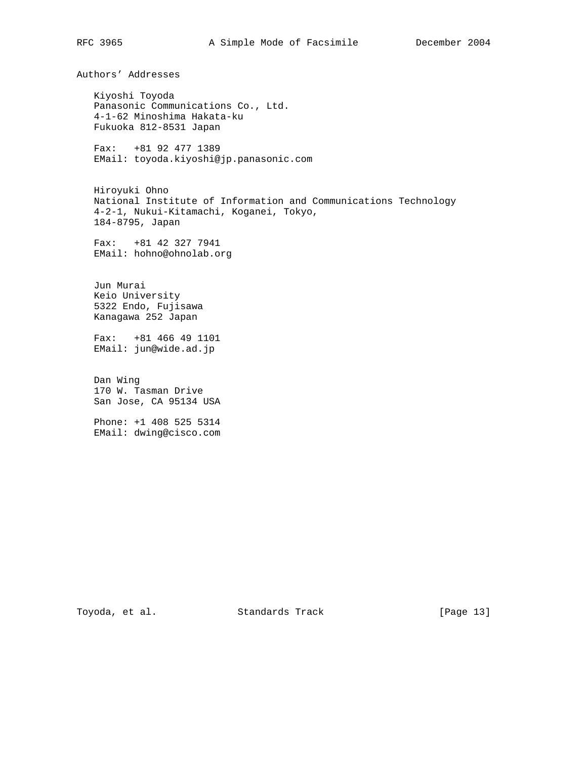## Authors' Addresses

Kiyoshi Toyoda
Panasonic Communications Co., Ltd.
4-1-62 Minoshima Hakata-ku
Fukuoka 812-8531 Japan

Fax: +81 92 477 1389
EMail: toyoda.kiyoshi@jp.panasonic.com

Hiroyuki Ohno
National Institute of Information and Communications Technology
4-2-1, Nukui-Kitamachi, Koganei, Tokyo,
184-8795, Japan

Fax: +81 42 327 7941
EMail: hohno@ohnolab.org

Jun Murai
Keio University
5322 Endo, Fujisawa
Kanagawa 252 Japan

Fax: +81 466 49 1101
EMail: jun@wide.ad.jp

Dan Wing
170 W. Tasman Drive
San Jose, CA 95134 USA

Phone: +1 408 525 5314
EMail: dwing@cisco.com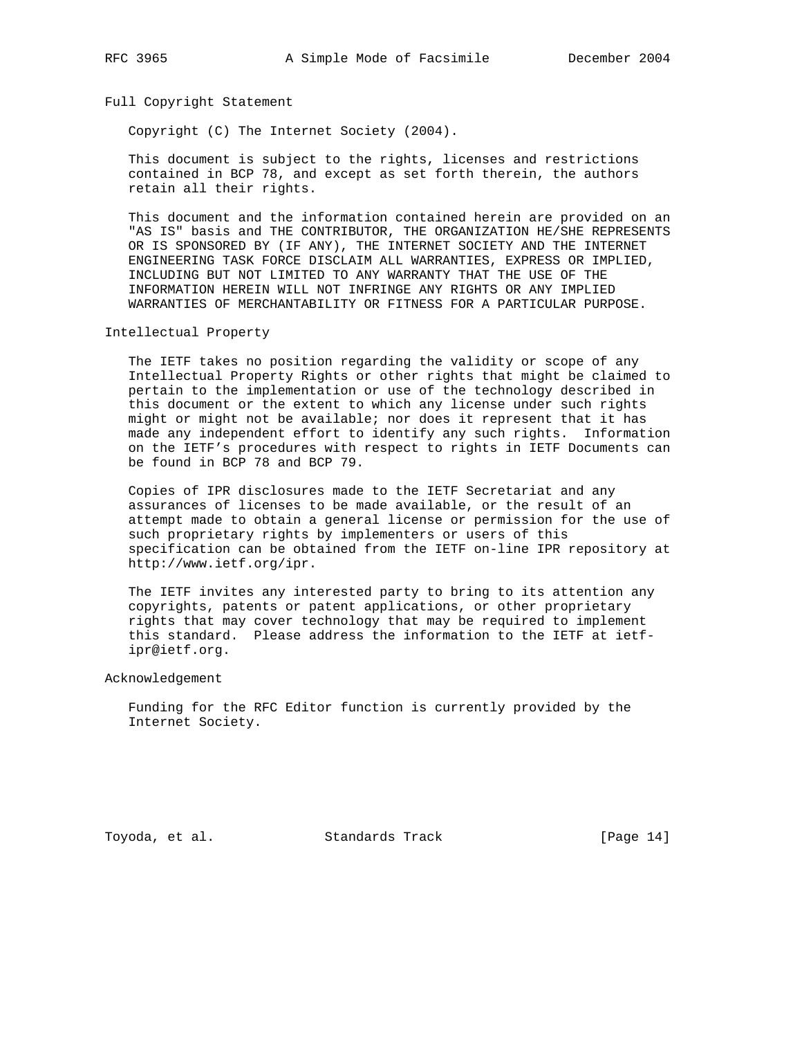## Full Copyright Statement

Copyright (C) The Internet Society (2004).

This document is subject to the rights, licenses and restrictions contained in BCP 78, and except as set forth therein, the authors retain all their rights.

This document and the information contained herein are provided on an "AS IS" basis and THE CONTRIBUTOR, THE ORGANIZATION HE/SHE REPRESENTS OR IS SPONSORED BY (IF ANY), THE INTERNET SOCIETY AND THE INTERNET ENGINEERING TASK FORCE DISCLAIM ALL WARRANTIES, EXPRESS OR IMPLIED, INCLUDING BUT NOT LIMITED TO ANY WARRANTY THAT THE USE OF THE INFORMATION HEREIN WILL NOT INFRINGE ANY RIGHTS OR ANY IMPLIED WARRANTIES OF MERCHANTABILITY OR FITNESS FOR A PARTICULAR PURPOSE.

## Intellectual Property

The IETF takes no position regarding the validity or scope of any Intellectual Property Rights or other rights that might be claimed to pertain to the implementation or use of the technology described in this document or the extent to which any license under such rights might or might not be available; nor does it represent that it has made any independent effort to identify any such rights. Information on the IETF's procedures with respect to rights in IETF Documents can be found in BCP 78 and BCP 79.

Copies of IPR disclosures made to the IETF Secretariat and any assurances of licenses to be made available, or the result of an attempt made to obtain a general license or permission for the use of such proprietary rights by implementers or users of this specification can be obtained from the IETF on-line IPR repository at http://www.ietf.org/ipr.

The IETF invites any interested party to bring to its attention any copyrights, patents or patent applications, or other proprietary rights that may cover technology that may be required to implement this standard. Please address the information to the IETF at ietf-ipr@ietf.org.

## Acknowledgement

Funding for the RFC Editor function is currently provided by the Internet Society.